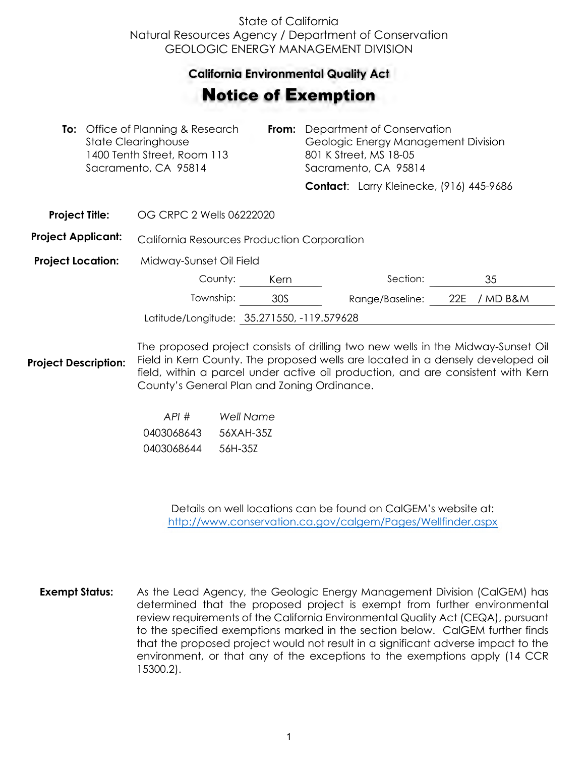State of California
Natural Resources Agency / Department of Conservation
GEOLOGIC ENERGY MANAGEMENT DIVISION

## California Environmental Quality Act

# Notice of Exemption

**To:** Office of Planning & Research
State Clearinghouse
1400 Tenth Street, Room 113
Sacramento, CA 95814

**From:** Department of Conservation
Geologic Energy Management Division
801 K Street, MS 18-05
Sacramento, CA 95814

**Contact**: Larry Kleinecke, (916) 445-9686

**Project Title:** OG CRPC 2 Wells 06222020

**Project Applicant:** California Resources Production Corporation

**Project Location:** Midway-Sunset Oil Field

County: Kern
Section: 35
Township: 30S
Range/Baseline: 22E / MD B&M
Latitude/Longitude: 35.271550, -119.579628

**Project Description:** The proposed project consists of drilling two new wells in the Midway-Sunset Oil Field in Kern County. The proposed wells are located in a densely developed oil field, within a parcel under active oil production, and are consistent with Kern County's General Plan and Zoning Ordinance.

| *API #* | *Well Name* |
| --- | --- |
| 0403068643 | 56XAH-35Z |
| 0403068644 | 56H-35Z |

Details on well locations can be found on CalGEM's website at:
http://www.conservation.ca.gov/calgem/Pages/Wellfinder.aspx

**Exempt Status:** As the Lead Agency, the Geologic Energy Management Division (CalGEM) has determined that the proposed project is exempt from further environmental review requirements of the California Environmental Quality Act (CEQA), pursuant to the specified exemptions marked in the section below. CalGEM further finds that the proposed project would not result in a significant adverse impact to the environment, or that any of the exceptions to the exemptions apply (14 CCR 15300.2).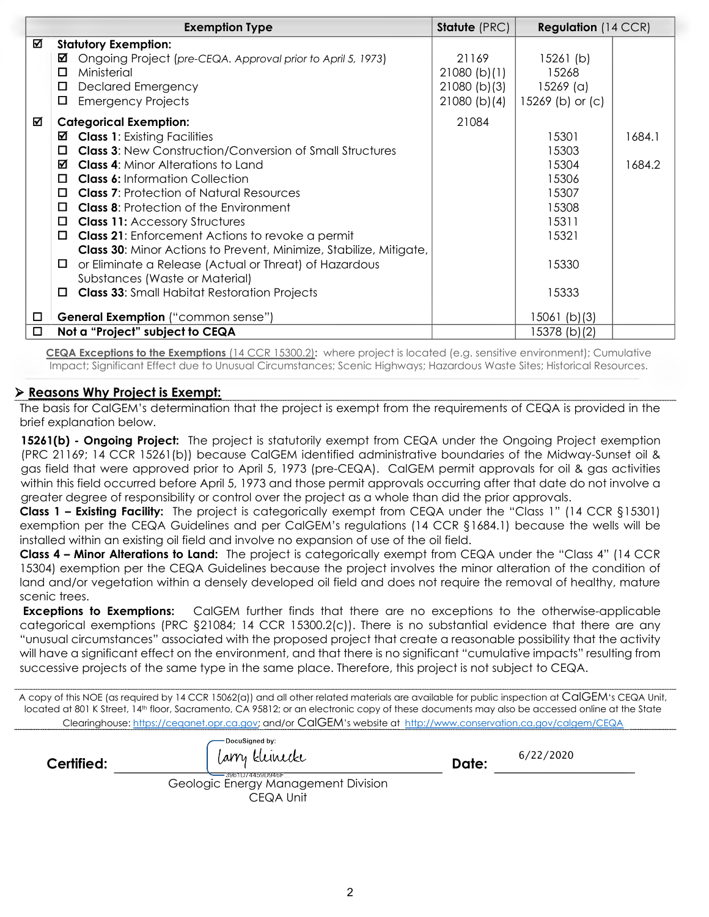| Exemption Type | Statute (PRC) | Regulation (14 CCR) | |
|---|---|---|---|
| ☑ **Statutory Exemption:** | | | |
| ☑ Ongoing Project (*pre-CEQA. Approval prior to April 5, 1973*) | 21169 | 15261 (b) | |
| ☐ Ministerial | 21080 (b)(1) | 15268 | |
| ☐ Declared Emergency | 21080 (b)(3) | 15269 (a) | |
| ☐ Emergency Projects | 21080 (b)(4) | 15269 (b) or (c) | |
| ☑ **Categorical Exemption:** | 21084 | | |
| ☑ **Class 1**: Existing Facilities | | 15301 | 1684.1 |
| ☐ **Class 3**: New Construction/Conversion of Small Structures | | 15303 | |
| ☑ **Class 4**: Minor Alterations to Land | | 15304 | 1684.2 |
| ☐ **Class 6**: Information Collection | | 15306 | |
| ☐ **Class 7**: Protection of Natural Resources | | 15307 | |
| ☐ **Class 8**: Protection of the Environment | | 15308 | |
| ☐ **Class 11:** Accessory Structures | | 15311 | |
| ☐ **Class 21**: Enforcement Actions to revoke a permit | | 15321 | |
| ☐ **Class 30**: Minor Actions to Prevent, Minimize, Stabilize, Mitigate, or Eliminate a Release (Actual or Threat) of Hazardous Substances (Waste or Material) | | 15330 | |
| ☐ **Class 33**: Small Habitat Restoration Projects | | 15333 | |
| ☐ **General Exemption** ("common sense") | | 15061 (b)(3) | |
| ☐ **Not a "Project" subject to CEQA** | | 15378 (b)(2) | |

**CEQA Exceptions to the Exemptions** (14 CCR 15300.2)**:** where project is located (e.g. sensitive environment); Cumulative Impact; Significant Effect due to Unusual Circumstances; Scenic Highways; Hazardous Waste Sites; Historical Resources.

## ➢ Reasons Why Project is Exempt:

The basis for CalGEM's determination that the project is exempt from the requirements of CEQA is provided in the brief explanation below.

**15261(b) - Ongoing Project:** The project is statutorily exempt from CEQA under the Ongoing Project exemption (PRC 21169; 14 CCR 15261(b)) because CalGEM identified administrative boundaries of the Midway-Sunset oil & gas field that were approved prior to April 5, 1973 (pre-CEQA). CalGEM permit approvals for oil & gas activities within this field occurred before April 5, 1973 and those permit approvals occurring after that date do not involve a greater degree of responsibility or control over the project as a whole than did the prior approvals.

**Class 1 – Existing Facility:** The project is categorically exempt from CEQA under the "Class 1" (14 CCR §15301) exemption per the CEQA Guidelines and per CalGEM's regulations (14 CCR §1684.1) because the wells will be installed within an existing oil field and involve no expansion of use of the oil field.

**Class 4 – Minor Alterations to Land:** The project is categorically exempt from CEQA under the "Class 4" (14 CCR 15304) exemption per the CEQA Guidelines because the project involves the minor alteration of the condition of land and/or vegetation within a densely developed oil field and does not require the removal of healthy, mature scenic trees.

**Exceptions to Exemptions:** CalGEM further finds that there are no exceptions to the otherwise-applicable categorical exemptions (PRC §21084; 14 CCR 15300.2(c)). There is no substantial evidence that there are any "unusual circumstances" associated with the proposed project that create a reasonable possibility that the activity will have a significant effect on the environment, and that there is no significant "cumulative impacts" resulting from successive projects of the same type in the same place. Therefore, this project is not subject to CEQA.

A copy of this NOE (as required by 14 CCR 15062(a)) and all other related materials are available for public inspection at CalGEM's CEQA Unit, located at 801 K Street, 14th floor, Sacramento, CA 95812; or an electronic copy of these documents may also be accessed online at the State Clearinghouse: https://ceqanet.opr.ca.gov; and/or CalGEM's website at http://www.conservation.ca.gov/calgem/CEQA

**Certified:** DocuSigned by: Larry Kleinecke
3961D74459D946F...
Geologic Energy Management Division
CEQA Unit

**Date:** 6/22/2020